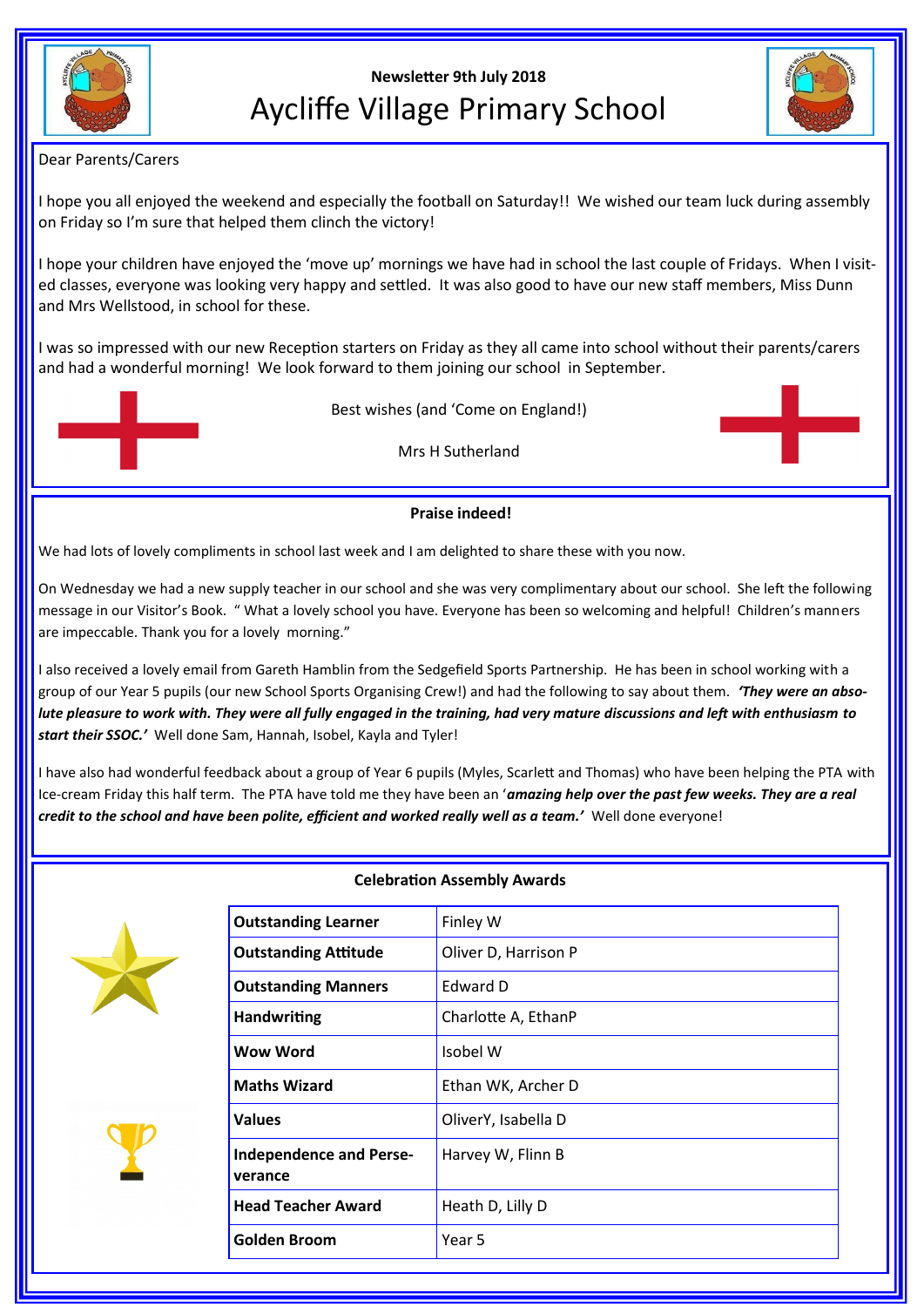**Newsletter 9th July 2018**

# Aycliffe Village Primary School

Dear Parents/Carers

I hope you all enjoyed the weekend and especially the football on Saturday!! We wished our team luck during assembly on Friday so I'm sure that helped them clinch the victory!

I hope your children have enjoyed the 'move up' mornings we have had in school the last couple of Fridays. When I visited classes, everyone was looking very happy and settled. It was also good to have our new staff members, Miss Dunn and Mrs Wellstood, in school for these.

I was so impressed with our new Reception starters on Friday as they all came into school without their parents/carers and had a wonderful morning! We look forward to them joining our school in September.

Best wishes (and 'Come on England!)

Mrs H Sutherland

## Praise indeed!

We had lots of lovely compliments in school last week and I am delighted to share these with you now.

On Wednesday we had a new supply teacher in our school and she was very complimentary about our school. She left the following message in our Visitor's Book. " What a lovely school you have. Everyone has been so welcoming and helpful! Children's manners are impeccable. Thank you for a lovely morning."

I also received a lovely email from Gareth Hamblin from the Sedgefield Sports Partnership. He has been in school working with a group of our Year 5 pupils (our new School Sports Organising Crew!) and had the following to say about them. ***'They were an absolute pleasure to work with. They were all fully engaged in the training, had very mature discussions and left with enthusiasm to start their SSOC.'*** Well done Sam, Hannah, Isobel, Kayla and Tyler!

I have also had wonderful feedback about a group of Year 6 pupils (Myles, Scarlett and Thomas) who have been helping the PTA with Ice-cream Friday this half term. The PTA have told me they have been an '***amazing help over the past few weeks. They are a real credit to the school and have been polite, efficient and worked really well as a team.'*** Well done everyone!

## Celebration Assembly Awards

| **Outstanding Learner** | Finley W |
|---|---|
| **Outstanding Attitude** | Oliver D, Harrison P |
| **Outstanding Manners** | Edward D |
| **Handwriting** | Charlotte A, EthanP |
| **Wow Word** | Isobel W |
| **Maths Wizard** | Ethan WK, Archer D |
| **Values** | OliverY, Isabella D |
| **Independence and Perseverance** | Harvey W, Flinn B |
| **Head Teacher Award** | Heath D, Lilly D |
| **Golden Broom** | Year 5 |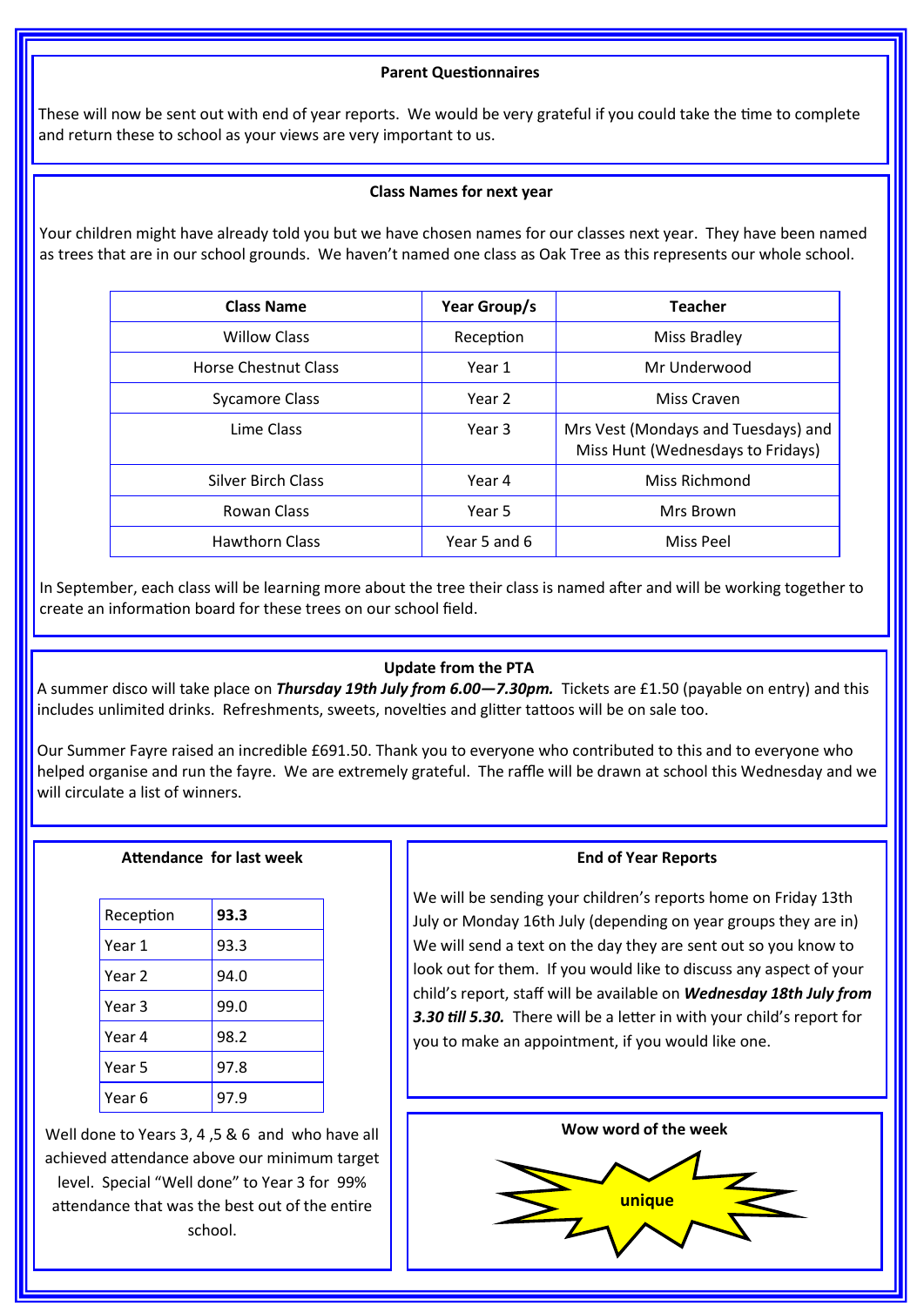## Parent Questionnaires

These will now be sent out with end of year reports. We would be very grateful if you could take the time to complete and return these to school as your views are very important to us.

## Class Names for next year

Your children might have already told you but we have chosen names for our classes next year. They have been named as trees that are in our school grounds. We haven't named one class as Oak Tree as this represents our whole school.

| Class Name | Year Group/s | Teacher |
|---|---|---|
| Willow Class | Reception | Miss Bradley |
| Horse Chestnut Class | Year 1 | Mr Underwood |
| Sycamore Class | Year 2 | Miss Craven |
| Lime Class | Year 3 | Mrs Vest (Mondays and Tuesdays) and Miss Hunt (Wednesdays to Fridays) |
| Silver Birch Class | Year 4 | Miss Richmond |
| Rowan Class | Year 5 | Mrs Brown |
| Hawthorn Class | Year 5 and 6 | Miss Peel |

In September, each class will be learning more about the tree their class is named after and will be working together to create an information board for these trees on our school field.

## Update from the PTA

A summer disco will take place on ***Thursday 19th July from 6.00—7.30pm.*** Tickets are £1.50 (payable on entry) and this includes unlimited drinks. Refreshments, sweets, novelties and glitter tattoos will be on sale too.

Our Summer Fayre raised an incredible £691.50. Thank you to everyone who contributed to this and to everyone who helped organise and run the fayre. We are extremely grateful. The raffle will be drawn at school this Wednesday and we will circulate a list of winners.

## Attendance for last week

| | |
|---|---|
| Reception | **93.3** |
| Year 1 | 93.3 |
| Year 2 | 94.0 |
| Year 3 | 99.0 |
| Year 4 | 98.2 |
| Year 5 | 97.8 |
| Year 6 | 97.9 |

Well done to Years 3, 4 ,5 & 6 and who have all achieved attendance above our minimum target level. Special "Well done" to Year 3 for 99% attendance that was the best out of the entire school.

## End of Year Reports

We will be sending your children's reports home on Friday 13th July or Monday 16th July (depending on year groups they are in) We will send a text on the day they are sent out so you know to look out for them. If you would like to discuss any aspect of your child's report, staff will be available on ***Wednesday 18th July from 3.30 till 5.30.*** There will be a letter in with your child's report for you to make an appointment, if you would like one.

## Wow word of the week

**unique**